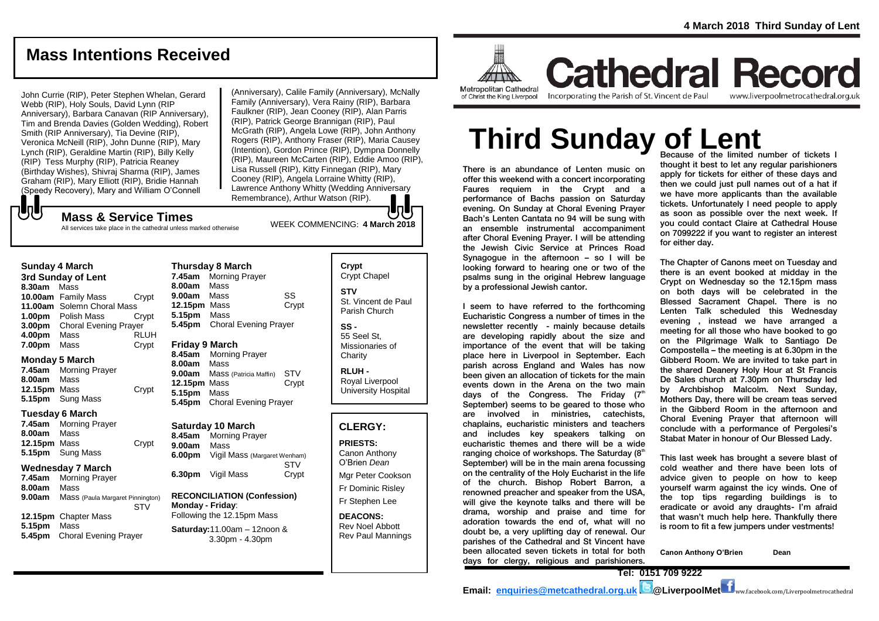# Mass Intentions Received

John Currie (RIP), Peter Stephen Whelan, Gerard Webb (RIP), Holy Souls, David Lynn (RIP Anniversary), Barbara Canavan (RIP Anniversary), Tim and Brenda Davies (Golden Wedding), Robert Smith (RIP Anniversary), Tia Devine (RIP), Veronica McNeill (RIP), John Dunne (RIP), Mary Lynch (RIP), Geraldine Martin (RIP), Billy Kelly (RIP) Tess Murphy (RIP), Patricia Reaney (Birthday Wishes), Shivraj Sharma (RIP), James Graham (RIP), Mary Elliott (RIP), Bridie Hannah (Speedy Recovery), Mary and William O'Connell (Anniversary), Calile Family (Anniversary), McNally Family (Anniversary), Vera Rainy (RIP), Barbara Faulkner (RIP), Jean Cooney (RIP), Alan Parris (RIP), Patrick George Brannigan (RIP), Paul McGrath (RIP), Angela Lowe (RIP), John Anthony Rogers (RIP), Anthony Fraser (RIP), Maria Causey (Intention), Gordon Prince (RIP), Dympna Donnelly (RIP), Maureen McCarten (RIP), Eddie Amoo (RIP), Lisa Russell (RIP), Kitty Finnegan (RIP), Mary Cooney (RIP), Angela Lorraine Whitty (RIP), Lawrence Anthony Whitty (Wedding Anniversary Remembrance), Arthur Watson (RIP).

## Mass & Service Times

All services take place in the cathedral unless marked otherwise

WEEK COMMENCING: **4 March 2018**

### Sunday 4 March
**3rd Sunday of Lent**

| | | |
|---|---|---|
| **8.30am** | Mass | |
| **10.00am** | Family Mass | Crypt |
| **11.00am** | Solemn Choral Mass | |
| **1.00pm** | Polish Mass | Crypt |
| **3.00pm** | Choral Evening Prayer | |
| **4.00pm** | Mass | RLUH |
| **7.00pm** | Mass | Crypt |

### Monday 5 March

| | | |
|---|---|---|
| **7.45am** | Morning Prayer | |
| **8.00am** | Mass | |
| **12.15pm** | Mass | Crypt |
| **5.15pm** | Sung Mass | |

### Tuesday 6 March

| | | |
|---|---|---|
| **7.45am** | Morning Prayer | |
| **8.00am** | Mass | |
| **12.15pm** | Mass | Crypt |
| **5.15pm** | Sung Mass | |

### Wednesday 7 March

| | | |
|---|---|---|
| **7.45am** | Morning Prayer | |
| **8.00am** | Mass | |
| **9.00am** | Mass (Paula Margaret Pinnington) | STV |
| **12.15pm** | Chapter Mass | |
| **5.15pm** | Mass | |
| **5.45pm** | Choral Evening Prayer | |

### Thursday 8 March

| | | |
|---|---|---|
| **7.45am** | Morning Prayer | |
| **8.00am** | Mass | |
| **9.00am** | Mass | SS |
| **12.15pm** | Mass | Crypt |
| **5.15pm** | Mass | |
| **5.45pm** | Choral Evening Prayer | |

### Friday 9 March

| | | |
|---|---|---|
| **8.45am** | Morning Prayer | |
| **8.00am** | Mass | |
| **9.00am** | Mass (Patricia Maffin) | STV |
| **12.15pm** | Mass | Crypt |
| **5.15pm** | Mass | |
| **5.45pm** | Choral Evening Prayer | |

### Saturday 10 March

| | | |
|---|---|---|
| **8.45am** | Morning Prayer | |
| **9.00am** | Mass | |
| **6.00pm** | Vigil Mass (Margaret Wenham) | STV |
| **6.30pm** | Vigil Mass | Crypt |

**RECONCILIATION (Confession)**
**Monday - Friday**: Following the 12.15pm Mass
**Saturday:** 11.00am – 12noon & 3.30pm - 4.30pm

**Crypt**
Crypt Chapel

**STV**
St. Vincent de Paul Parish Church

**SS -**
55 Seel St, Missionaries of Charity

**RLUH -**
Royal Liverpool University Hospital

## CLERGY:

**PRIESTS:**
Canon Anthony O'Brien *Dean*
Mgr Peter Cookson
Fr Dominic Risley
Fr Stephen Lee

**DEACONS:**
Rev Noel Abbott
Rev Paul Mannings

**4 March 2018 Third Sunday of Lent**

Metropolitan Cathedral of Christ the King Liverpool

# Cathedral Record

Incorporating the Parish of St. Vincent de Paul
www.liverpoolmetrocathedral.org.uk

# Third Sunday of Lent

There is an abundance of Lenten music on offer this weekend with a concert incorporating Faures requiem in the Crypt and a performance of Bachs passion on Saturday evening. On Sunday at Choral Evening Prayer Bach's Lenten Cantata no 94 will be sung with an ensemble instrumental accompaniment after Choral Evening Prayer. I will be attending the Jewish Civic Service at Princes Road Synagogue in the afternoon – so I will be looking forward to hearing one or two of the psalms sung in the original Hebrew language by a professional Jewish cantor.

I seem to have referred to the forthcoming Eucharistic Congress a number of times in the newsletter recently - mainly because details are developing rapidly about the size and importance of the event that will be taking place here in Liverpool in September. Each parish across England and Wales has now been given an allocation of tickets for the main events down in the Arena on the two main days of the Congress. The Friday (7th September) seems to be geared to those who are involved in ministries, catechists, chaplains, eucharistic ministers and teachers and includes key speakers talking on eucharistic themes and there will be a wide ranging choice of workshops. The Saturday (8th September) will be in the main arena focussing on the centrality of the Holy Eucharist in the life of the church. Bishop Robert Barron, a renowned preacher and speaker from the USA, will give the keynote talks and there will be drama, worship and praise and time for adoration towards the end of, what will no doubt be, a very uplifting day of renewal. Our parishes of the Cathedral and St Vincent have been allocated seven tickets in total for both days for clergy, religious and parishioners. Because of the limited number of tickets I thought it best to let any regular parishioners apply for tickets for either of these days and then we could just pull names out of a hat if we have more applicants than the available tickets. Unfortunately I need people to apply as soon as possible over the next week. If you could contact Claire at Cathedral House on 7099222 if you want to register an interest for either day.

The Chapter of Canons meet on Tuesday and there is an event booked at midday in the Crypt on Wednesday so the 12.15pm mass on both days will be celebrated in the Blessed Sacrament Chapel. There is no Lenten Talk scheduled this Wednesday evening , instead we have arranged a meeting for all those who have booked to go on the Pilgrimage Walk to Santiago De Compostella – the meeting is at 6.30pm in the Gibberd Room. We are invited to take part in the shared Deanery Holy Hour at St Francis De Sales church at 7.30pm on Thursday led by Archbishop Malcolm. Next Sunday, Mothers Day, there will be cream teas served in the Gibberd Room in the afternoon and Choral Evening Prayer that afternoon will conclude with a performance of Pergolesi's Stabat Mater in honour of Our Blessed Lady.

This last week has brought a severe blast of cold weather and there have been lots of advice given to people on how to keep yourself warm against the icy winds. One of the top tips regarding buildings is to eradicate or avoid any draughts- I'm afraid that wasn't much help here. Thankfully there is room to fit a few jumpers under vestments!

**Canon Anthony O'Brien Dean**

**Tel: 0151 709 9222**
**Email: enquiries@metcathedral.org.uk @LiverpoolMet** www.facebook.com/Liverpoolmetrocathedral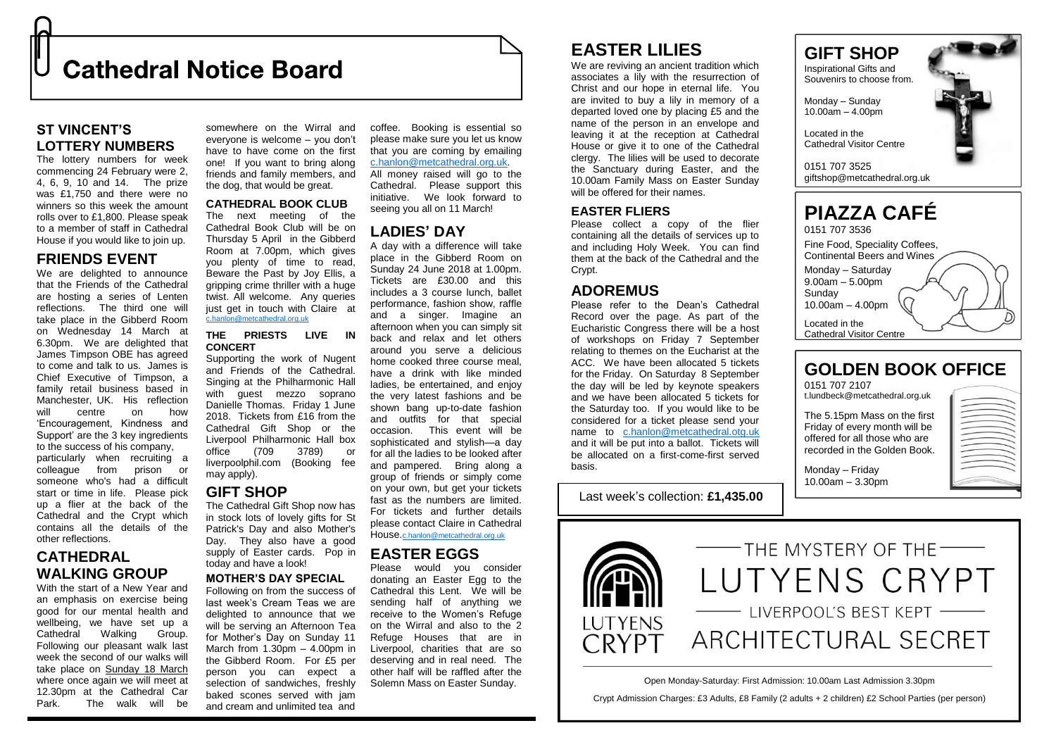# Cathedral Notice Board

## ST VINCENT'S LOTTERY NUMBERS

The lottery numbers for week commencing 24 February were 2, 4, 6, 9, 10 and 14. The prize was £1,750 and there were no winners so this week the amount rolls over to £1,800. Please speak to a member of staff in Cathedral House if you would like to join up.

## FRIENDS EVENT

We are delighted to announce that the Friends of the Cathedral are hosting a series of Lenten reflections. The third one will take place in the Gibberd Room on Wednesday 14 March at 6.30pm. We are delighted that James Timpson OBE has agreed to come and talk to us. James is Chief Executive of Timpson, a family retail business based in Manchester, UK. His reflection will centre on how 'Encouragement, Kindness and Support' are the 3 key ingredients to the success of his company, particularly when recruiting a colleague from prison or someone who's had a difficult start or time in life. Please pick up a flier at the back of the Cathedral and the Crypt which contains all the details of the other reflections.

## CATHEDRAL WALKING GROUP

With the start of a New Year and an emphasis on exercise being good for our mental health and wellbeing, we have set up a Cathedral Walking Group. Following our pleasant walk last week the second of our walks will take place on Sunday 18 March where once again we will meet at 12.30pm at the Cathedral Car Park. The walk will be somewhere on the Wirral and everyone is welcome – you don't have to have come on the first one! If you want to bring along friends and family members, and the dog, that would be great.

### CATHEDRAL BOOK CLUB

The next meeting of the Cathedral Book Club will be on Thursday 5 April in the Gibberd Room at 7.00pm, which gives you plenty of time to read, Beware the Past by Joy Ellis, a gripping crime thriller with a huge twist. All welcome. Any queries just get in touch with Claire at c.hanlon@metcathedral.org.uk

### THE PRIESTS LIVE IN CONCERT

Supporting the work of Nugent and Friends of the Cathedral. Singing at the Philharmonic Hall with guest mezzo soprano Danielle Thomas. Friday 1 June 2018. Tickets from £16 from the Cathedral Gift Shop or the Liverpool Philharmonic Hall box office (709 3789) or liverpoolphil.com (Booking fee may apply).

## GIFT SHOP

The Cathedral Gift Shop now has in stock lots of lovely gifts for St Patrick's Day and also Mother's Day. They also have a good supply of Easter cards. Pop in today and have a look!

### MOTHER'S DAY SPECIAL

Following on from the success of last week's Cream Teas we are delighted to announce that we will be serving an Afternoon Tea for Mother's Day on Sunday 11 March from 1.30pm – 4.00pm in the Gibberd Room. For £5 per person you can expect a selection of sandwiches, freshly baked scones served with jam and cream and unlimited tea and coffee. Booking is essential so please make sure you let us know that you are coming by emailing c.hanlon@metcathedral.org.uk. All money raised will go to the Cathedral. Please support this initiative. We look forward to seeing you all on 11 March!

## LADIES' DAY

A day with a difference will take place in the Gibberd Room on Sunday 24 June 2018 at 1.00pm. Tickets are £30.00 and this includes a 3 course lunch, ballet performance, fashion show, raffle and a singer. Imagine an afternoon when you can simply sit back and relax and let others around you serve a delicious home cooked three course meal, have a drink with like minded ladies, be entertained, and enjoy the very latest fashions and be shown bang up-to-date fashion and outfits for that special occasion. This event will be sophisticated and stylish—a day for all the ladies to be looked after and pampered. Bring along a group of friends or simply come on your own, but get your tickets fast as the numbers are limited. For tickets and further details please contact Claire in Cathedral House.c.hanlon@metcathedral.org.uk

## EASTER EGGS

Please would you consider donating an Easter Egg to the Cathedral this Lent. We will be sending half of anything we receive to the Women's Refuge on the Wirral and also to the 2 Refuge Houses that are in Liverpool, charities that are so deserving and in real need. The other half will be raffled after the Solemn Mass on Easter Sunday.

## EASTER LILIES

We are reviving an ancient tradition which associates a lily with the resurrection of Christ and our hope in eternal life. You are invited to buy a lily in memory of a departed loved one by placing £5 and the name of the person in an envelope and leaving it at the reception at Cathedral House or give it to one of the Cathedral clergy. The lilies will be used to decorate the Sanctuary during Easter, and the 10.00am Family Mass on Easter Sunday will be offered for their names.

### EASTER FLIERS

Please collect a copy of the flier containing all the details of services up to and including Holy Week. You can find them at the back of the Cathedral and the Crypt.

## ADOREMUS

Please refer to the Dean's Cathedral Record over the page. As part of the Eucharistic Congress there will be a host of workshops on Friday 7 September relating to themes on the Eucharist at the ACC. We have been allocated 5 tickets for the Friday. On Saturday 8 September the day will be led by keynote speakers and we have been allocated 5 tickets for the Saturday too. If you would like to be considered for a ticket please send your name to c.hanlon@metcathedral.otg.uk and it will be put into a ballot. Tickets will be allocated on a first-come-first served basis.

Last week's collection: **£1,435.00**

## GIFT SHOP

Inspirational Gifts and Souvenirs to choose from.

Monday – Sunday
10.00am – 4.00pm

Located in the Cathedral Visitor Centre

0151 707 3525
giftshop@metcathedral.org.uk

## PIAZZA CAFÉ

0151 707 3536

Fine Food, Speciality Coffees, Continental Beers and Wines

Monday – Saturday
9.00am – 5.00pm
Sunday
10.00am – 4.00pm

Located in the Cathedral Visitor Centre

## GOLDEN BOOK OFFICE

0151 707 2107
t.lundbeck@metcathedral.org.uk

The 5.15pm Mass on the first Friday of every month will be offered for all those who are recorded in the Golden Book.

Monday – Friday
10.00am – 3.30pm

LUTYENS CRYPT

THE MYSTERY OF THE LUTYENS CRYPT

LIVERPOOL'S BEST KEPT ARCHITECTURAL SECRET

Open Monday-Saturday: First Admission: 10.00am Last Admission 3.30pm

Crypt Admission Charges: £3 Adults, £8 Family (2 adults + 2 children) £2 School Parties (per person)